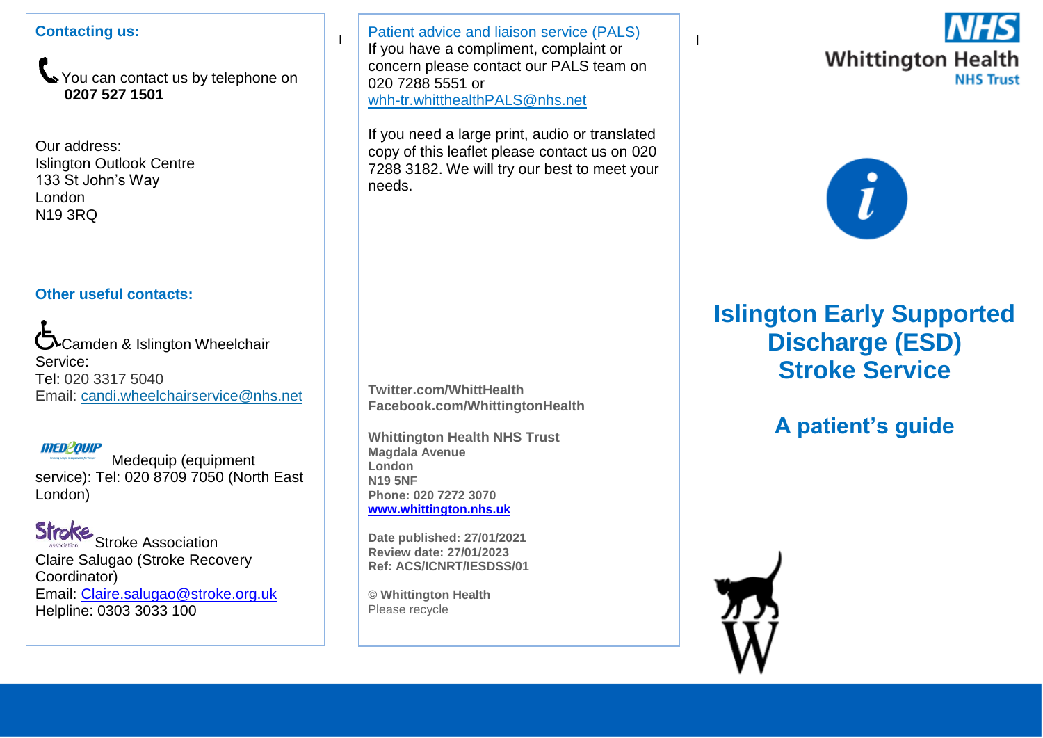**Contacting us:**

You can contact us by telephone on **0207 527 1501**

Our address:
Islington Outlook Centre
133 St John's Way
London
N19 3RQ

**Other useful contacts:**

Camden & Islington Wheelchair Service:
Tel: 020 3317 5040
Email: candi.wheelchairservice@nhs.net

Medequip (equipment service): Tel: 020 8709 7050 (North East London)

Stroke Association
Claire Salugao (Stroke Recovery Coordinator)
Email: Claire.salugao@stroke.org.uk
Helpline: 0303 3033 100

Patient advice and liaison service (PALS)
If you have a compliment, complaint or concern please contact our PALS team on 020 7288 5551 or whh-tr.whitthealthPALS@nhs.net

If you need a large print, audio or translated copy of this leaflet please contact us on 020 7288 3182. We will try our best to meet your needs.

**Twitter.com/WhittHealth**
**Facebook.com/WhittingtonHealth**

**Whittington Health NHS Trust**
**Magdala Avenue**
**London**
**N19 5NF**
**Phone: 020 7272 3070**
**www.whittington.nhs.uk**

**Date published: 27/01/2021**
**Review date: 27/01/2023**
**Ref: ACS/ICNRT/IESDSS/01**

**© Whittington Health**
Please recycle

NHS Whittington Health NHS Trust

# Islington Early Supported Discharge (ESD) Stroke Service

## A patient's guide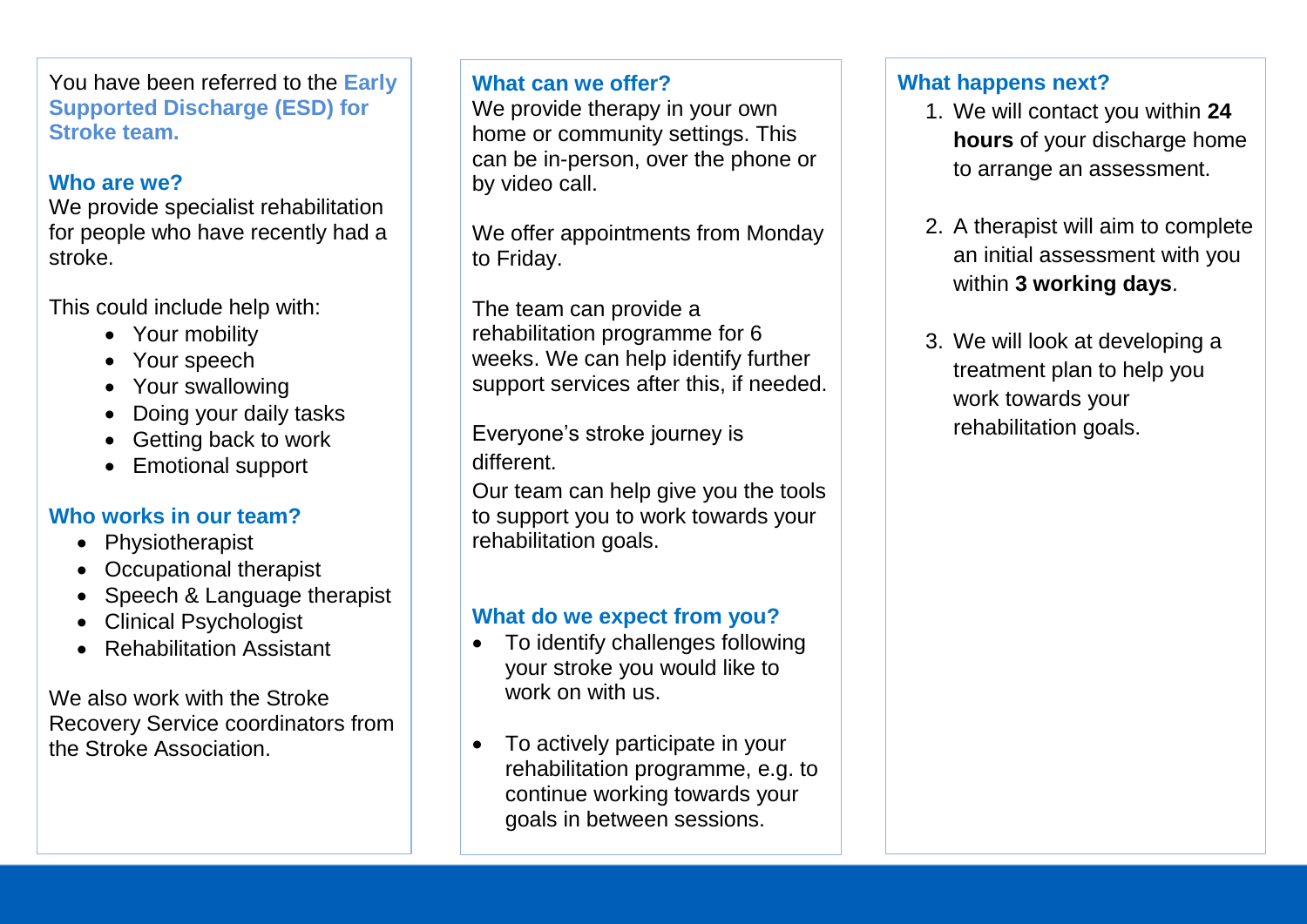You have been referred to the **Early Supported Discharge (ESD) for Stroke team.**

## Who are we?

We provide specialist rehabilitation for people who have recently had a stroke.

This could include help with:

- Your mobility
- Your speech
- Your swallowing
- Doing your daily tasks
- Getting back to work
- Emotional support

## Who works in our team?

- Physiotherapist
- Occupational therapist
- Speech & Language therapist
- Clinical Psychologist
- Rehabilitation Assistant

We also work with the Stroke Recovery Service coordinators from the Stroke Association.

## What can we offer?

We provide therapy in your own home or community settings. This can be in-person, over the phone or by video call.

We offer appointments from Monday to Friday.

The team can provide a rehabilitation programme for 6 weeks. We can help identify further support services after this, if needed.

Everyone's stroke journey is different.
Our team can help give you the tools to support you to work towards your rehabilitation goals.

## What do we expect from you?

- To identify challenges following your stroke you would like to work on with us.
- To actively participate in your rehabilitation programme, e.g. to continue working towards your goals in between sessions.

## What happens next?

1. We will contact you within **24 hours** of your discharge home to arrange an assessment.
2. A therapist will aim to complete an initial assessment with you within **3 working days**.
3. We will look at developing a treatment plan to help you work towards your rehabilitation goals.